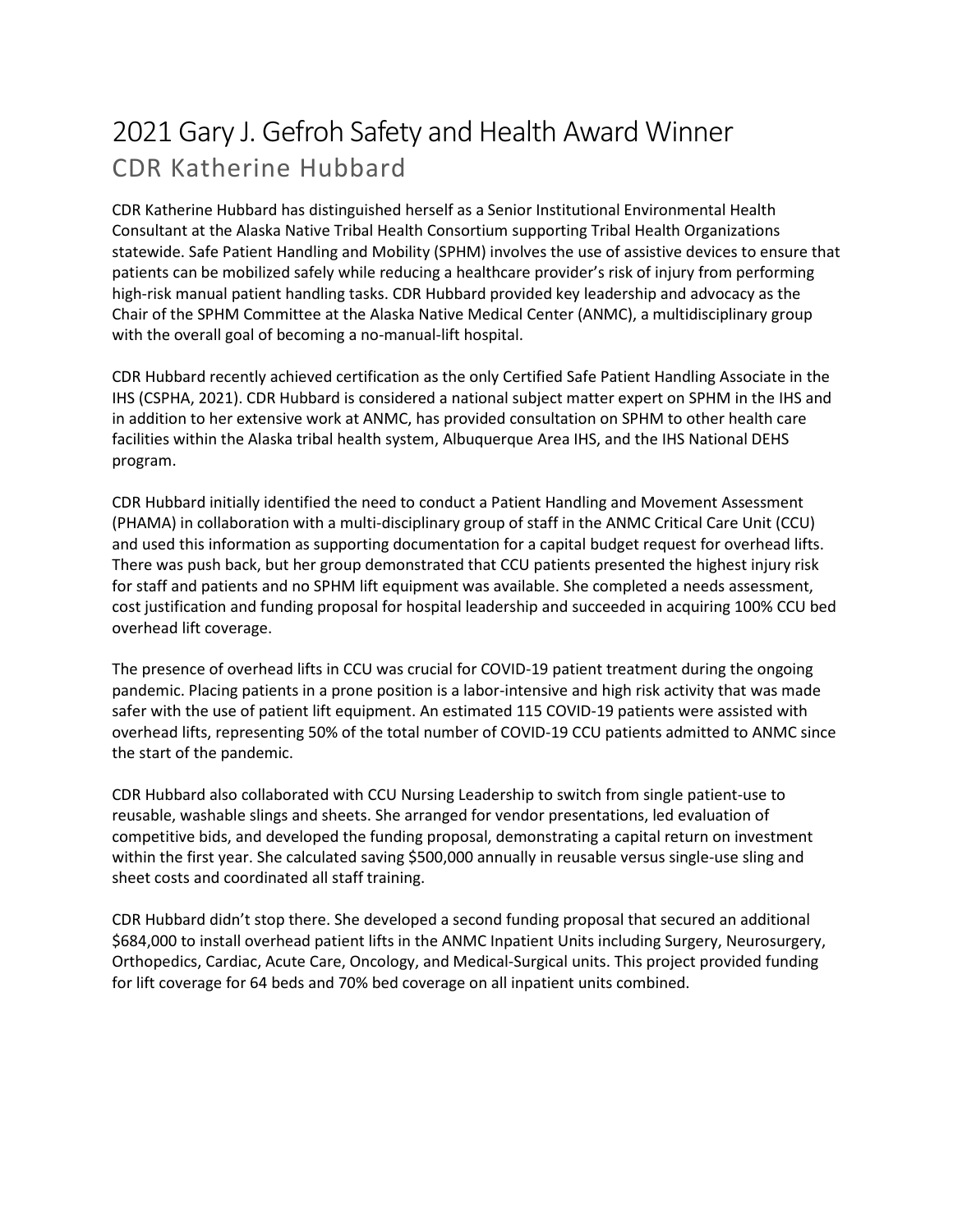# 2021 Gary J. Gefroh Safety and Health Award Winner

## CDR Katherine Hubbard

CDR Katherine Hubbard has distinguished herself as a Senior Institutional Environmental Health Consultant at the Alaska Native Tribal Health Consortium supporting Tribal Health Organizations statewide. Safe Patient Handling and Mobility (SPHM) involves the use of assistive devices to ensure that patients can be mobilized safely while reducing a healthcare provider's risk of injury from performing high-risk manual patient handling tasks. CDR Hubbard provided key leadership and advocacy as the Chair of the SPHM Committee at the Alaska Native Medical Center (ANMC), a multidisciplinary group with the overall goal of becoming a no-manual-lift hospital.

CDR Hubbard recently achieved certification as the only Certified Safe Patient Handling Associate in the IHS (CSPHA, 2021). CDR Hubbard is considered a national subject matter expert on SPHM in the IHS and in addition to her extensive work at ANMC, has provided consultation on SPHM to other health care facilities within the Alaska tribal health system, Albuquerque Area IHS, and the IHS National DEHS program.

CDR Hubbard initially identified the need to conduct a Patient Handling and Movement Assessment (PHAMA) in collaboration with a multi-disciplinary group of staff in the ANMC Critical Care Unit (CCU) and used this information as supporting documentation for a capital budget request for overhead lifts. There was push back, but her group demonstrated that CCU patients presented the highest injury risk for staff and patients and no SPHM lift equipment was available. She completed a needs assessment, cost justification and funding proposal for hospital leadership and succeeded in acquiring 100% CCU bed overhead lift coverage.

The presence of overhead lifts in CCU was crucial for COVID-19 patient treatment during the ongoing pandemic. Placing patients in a prone position is a labor-intensive and high risk activity that was made safer with the use of patient lift equipment. An estimated 115 COVID-19 patients were assisted with overhead lifts, representing 50% of the total number of COVID-19 CCU patients admitted to ANMC since the start of the pandemic.

CDR Hubbard also collaborated with CCU Nursing Leadership to switch from single patient-use to reusable, washable slings and sheets. She arranged for vendor presentations, led evaluation of competitive bids, and developed the funding proposal, demonstrating a capital return on investment within the first year. She calculated saving $500,000 annually in reusable versus single-use sling and sheet costs and coordinated all staff training.

CDR Hubbard didn't stop there. She developed a second funding proposal that secured an additional $684,000 to install overhead patient lifts in the ANMC Inpatient Units including Surgery, Neurosurgery, Orthopedics, Cardiac, Acute Care, Oncology, and Medical-Surgical units. This project provided funding for lift coverage for 64 beds and 70% bed coverage on all inpatient units combined.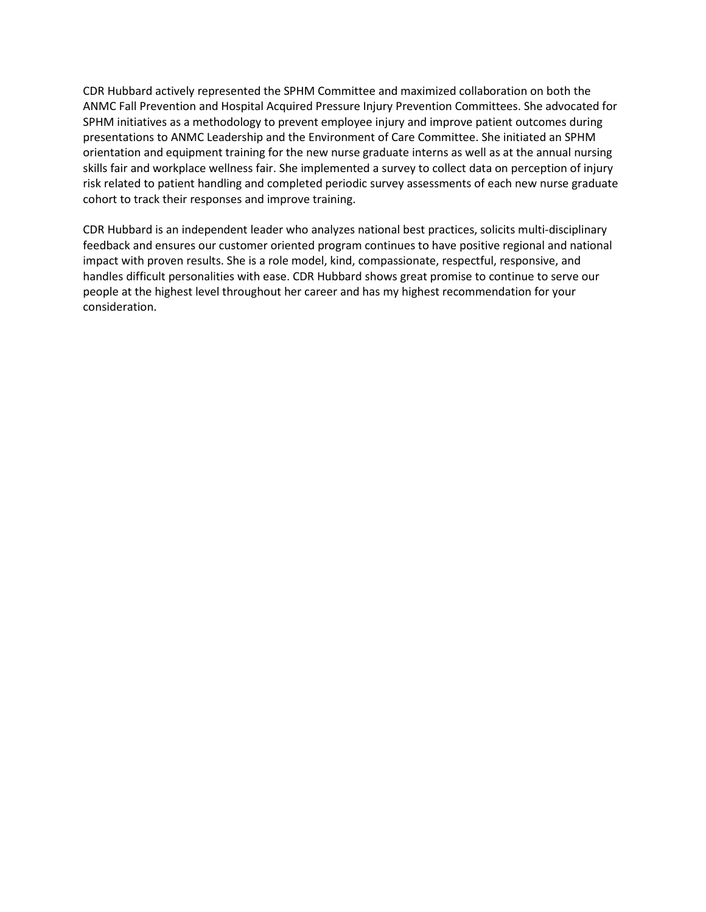CDR Hubbard actively represented the SPHM Committee and maximized collaboration on both the ANMC Fall Prevention and Hospital Acquired Pressure Injury Prevention Committees. She advocated for SPHM initiatives as a methodology to prevent employee injury and improve patient outcomes during presentations to ANMC Leadership and the Environment of Care Committee. She initiated an SPHM orientation and equipment training for the new nurse graduate interns as well as at the annual nursing skills fair and workplace wellness fair. She implemented a survey to collect data on perception of injury risk related to patient handling and completed periodic survey assessments of each new nurse graduate cohort to track their responses and improve training.

CDR Hubbard is an independent leader who analyzes national best practices, solicits multi-disciplinary feedback and ensures our customer oriented program continues to have positive regional and national impact with proven results. She is a role model, kind, compassionate, respectful, responsive, and handles difficult personalities with ease. CDR Hubbard shows great promise to continue to serve our people at the highest level throughout her career and has my highest recommendation for your consideration.